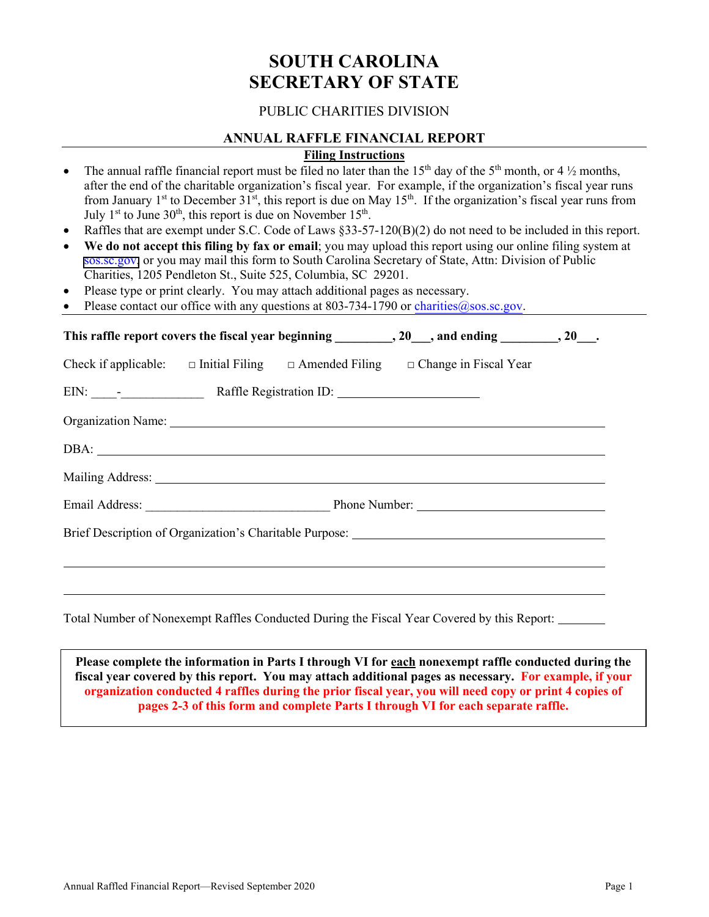# SOUTH CAROLINA
# SECRETARY OF STATE

PUBLIC CHARITIES DIVISION

## ANNUAL RAFFLE FINANCIAL REPORT

**Filing Instructions**

- The annual raffle financial report must be filed no later than the 15th day of the 5th month, or 4 ½ months, after the end of the charitable organization's fiscal year. For example, if the organization's fiscal year runs from January 1st to December 31st, this report is due on May 15th. If the organization's fiscal year runs from July 1st to June 30th, this report is due on November 15th.
- Raffles that are exempt under S.C. Code of Laws §33-57-120(B)(2) do not need to be included in this report.
- **We do not accept this filing by fax or email**; you may upload this report using our online filing system at sos.sc.gov, or you may mail this form to South Carolina Secretary of State, Attn: Division of Public Charities, 1205 Pendleton St., Suite 525, Columbia, SC 29201.
- Please type or print clearly. You may attach additional pages as necessary.
- Please contact our office with any questions at 803-734-1790 or charities@sos.sc.gov.

**This raffle report covers the fiscal year beginning _________, 20___, and ending _________, 20___.**

Check if applicable: □ Initial Filing □ Amended Filing □ Change in Fiscal Year

EIN: ____-_____________ Raffle Registration ID: ______________________

Organization Name: ____________________________________________

DBA: ____________________________________________

Mailing Address: ____________________________________________

Email Address: _____________________________ Phone Number: ______________________________

Brief Description of Organization's Charitable Purpose: ______________________________

____________________________________________

____________________________________________

Total Number of Nonexempt Raffles Conducted During the Fiscal Year Covered by this Report: ________

**Please complete the information in Parts I through VI for each nonexempt raffle conducted during the fiscal year covered by this report. You may attach additional pages as necessary. For example, if your organization conducted 4 raffles during the prior fiscal year, you will need copy or print 4 copies of pages 2-3 of this form and complete Parts I through VI for each separate raffle.**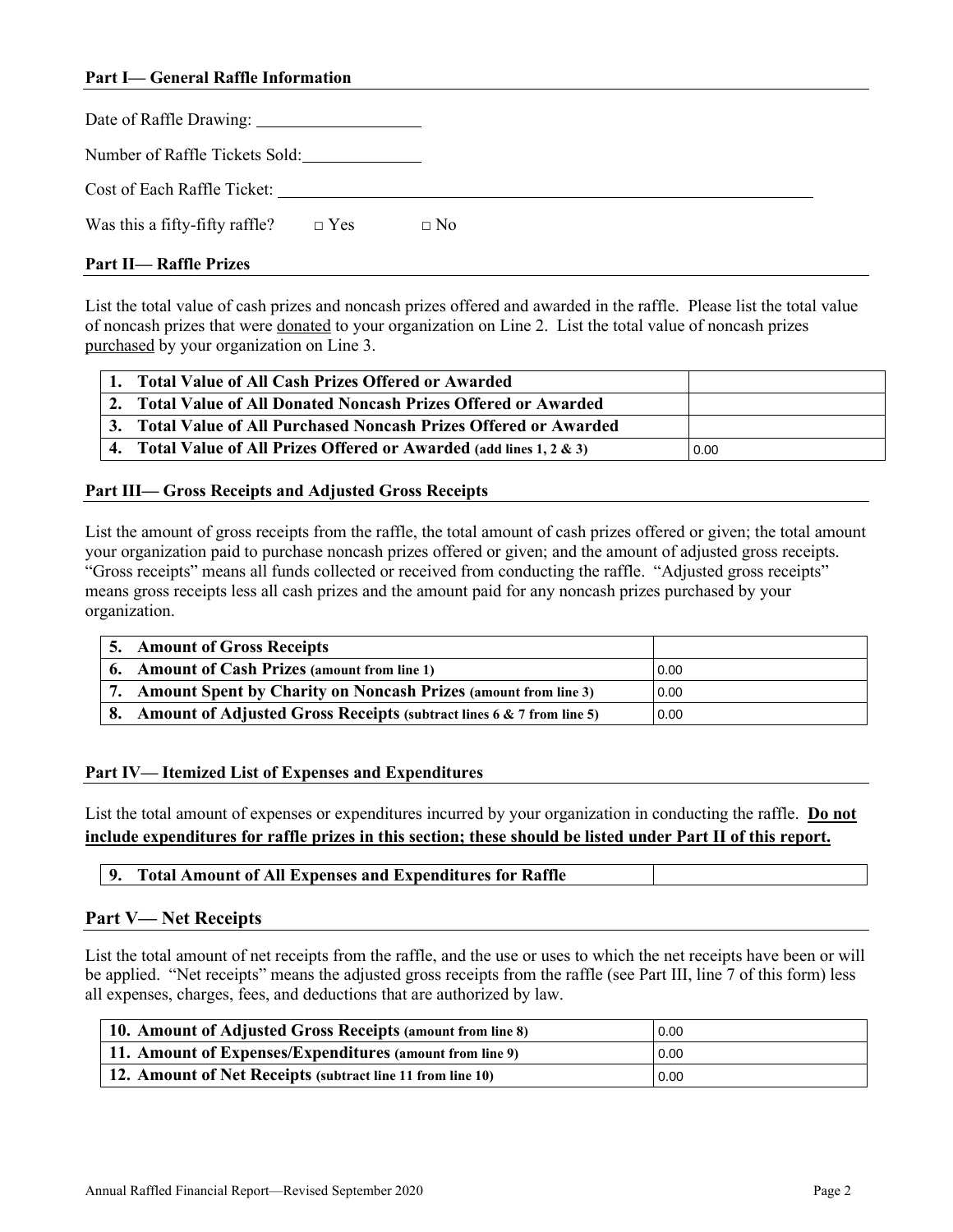## Part I— General Raffle Information

Date of Raffle Drawing: ____________________

Number of Raffle Tickets Sold: ______________

Cost of Each Raffle Ticket: ____________________________________________________________________

Was this a fifty-fifty raffle? □ Yes □ No

## Part II— Raffle Prizes

List the total value of cash prizes and noncash prizes offered and awarded in the raffle. Please list the total value of noncash prizes that were donated to your organization on Line 2. List the total value of noncash prizes purchased by your organization on Line 3.

| | |
|---|---|
| **1. Total Value of All Cash Prizes Offered or Awarded** | |
| **2. Total Value of All Donated Noncash Prizes Offered or Awarded** | |
| **3. Total Value of All Purchased Noncash Prizes Offered or Awarded** | |
| **4. Total Value of All Prizes Offered or Awarded (add lines 1, 2 & 3)** | 0.00 |

## Part III— Gross Receipts and Adjusted Gross Receipts

List the amount of gross receipts from the raffle, the total amount of cash prizes offered or given; the total amount your organization paid to purchase noncash prizes offered or given; and the amount of adjusted gross receipts. "Gross receipts" means all funds collected or received from conducting the raffle. "Adjusted gross receipts" means gross receipts less all cash prizes and the amount paid for any noncash prizes purchased by your organization.

| | |
|---|---|
| **5. Amount of Gross Receipts** | |
| **6. Amount of Cash Prizes (amount from line 1)** | 0.00 |
| **7. Amount Spent by Charity on Noncash Prizes (amount from line 3)** | 0.00 |
| **8. Amount of Adjusted Gross Receipts (subtract lines 6 & 7 from line 5)** | 0.00 |

## Part IV— Itemized List of Expenses and Expenditures

List the total amount of expenses or expenditures incurred by your organization in conducting the raffle. **Do not include expenditures for raffle prizes in this section; these should be listed under Part II of this report.**

| | |
|---|---|
| **9. Total Amount of All Expenses and Expenditures for Raffle** | |

## Part V— Net Receipts

List the total amount of net receipts from the raffle, and the use or uses to which the net receipts have been or will be applied. "Net receipts" means the adjusted gross receipts from the raffle (see Part III, line 7 of this form) less all expenses, charges, fees, and deductions that are authorized by law.

| | |
|---|---|
| **10. Amount of Adjusted Gross Receipts (amount from line 8)** | 0.00 |
| **11. Amount of Expenses/Expenditures (amount from line 9)** | 0.00 |
| **12. Amount of Net Receipts (subtract line 11 from line 10)** | 0.00 |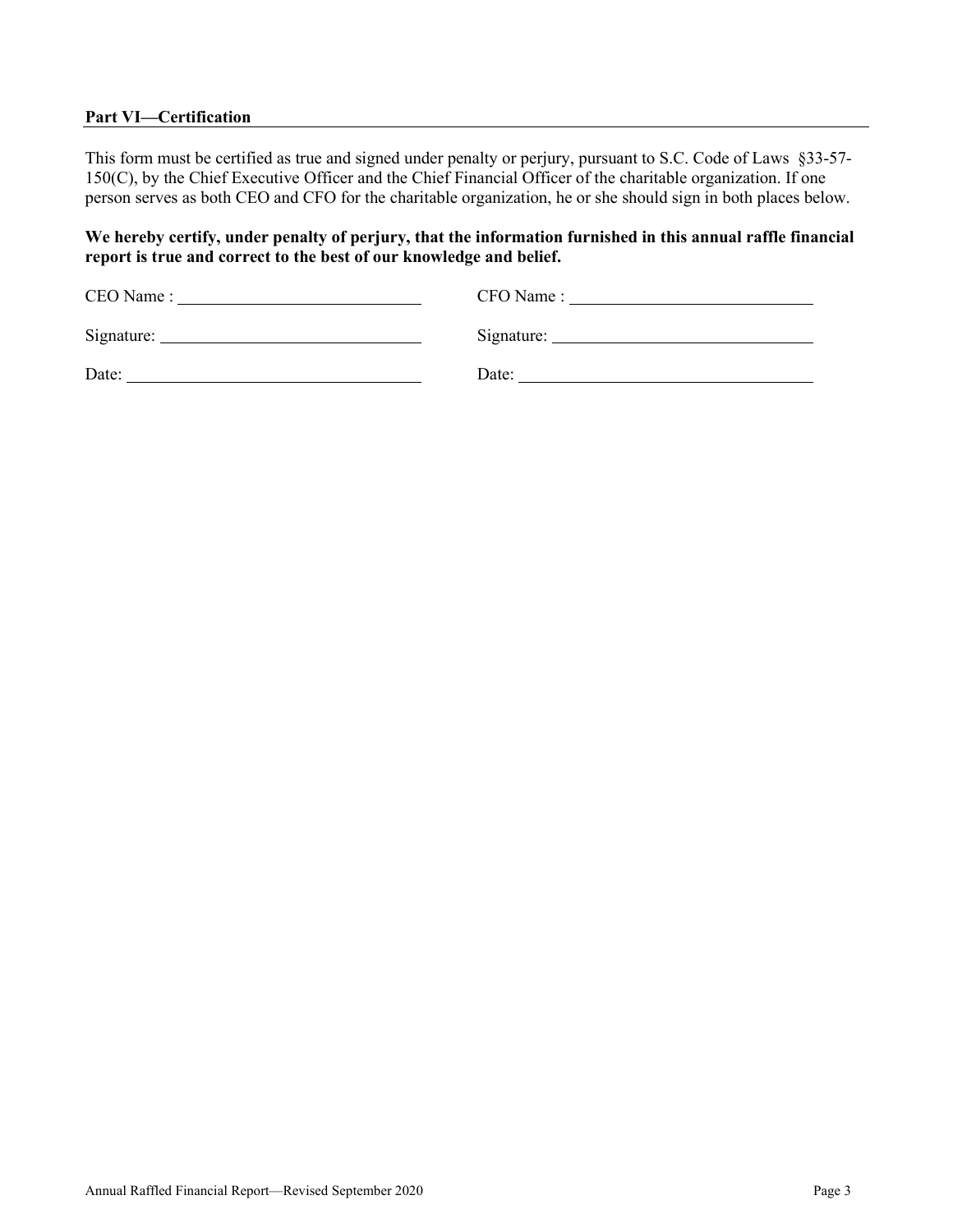## Part VI—Certification

This form must be certified as true and signed under penalty or perjury, pursuant to S.C. Code of Laws §33-57-150(C), by the Chief Executive Officer and the Chief Financial Officer of the charitable organization. If one person serves as both CEO and CFO for the charitable organization, he or she should sign in both places below.

**We hereby certify, under penalty of perjury, that the information furnished in this annual raffle financial report is true and correct to the best of our knowledge and belief.**

| | |
|---|---|
| CEO Name : ______________________________ | CFO Name : ______________________________ |
| Signature: ______________________________ | Signature: ______________________________ |
| Date: ______________________________ | Date: ______________________________ |